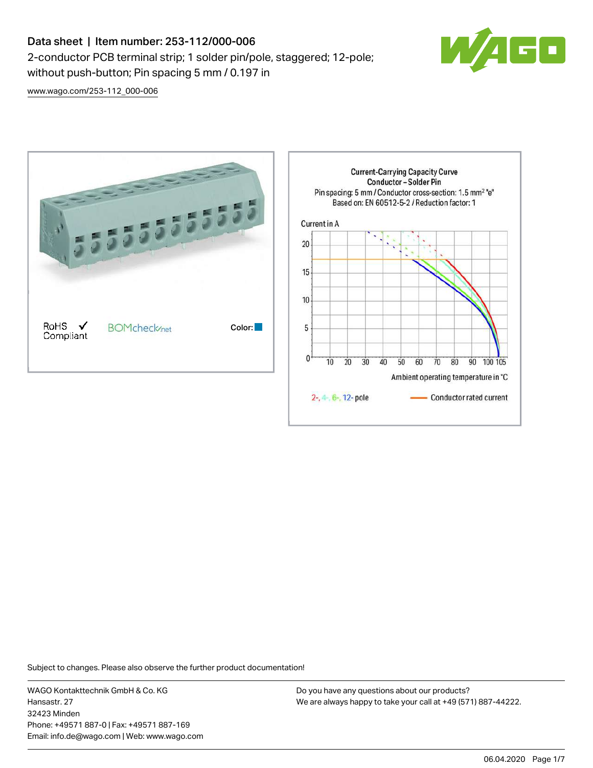# Data sheet | Item number: 253-112/000-006

2-conductor PCB terminal strip; 1 solder pin/pole, staggered; 12-pole; without push-button; Pin spacing 5 mm / 0.197 in

www.wago.com/253-112_000-006

RoHS ✓ Compliant

BOMcheck.net

Color:

**Current-Carrying Capacity Curve**
**Conductor – Solder Pin**
Pin spacing: 5 mm / Conductor cross-section: 1.5 mm² "e"
Based on: EN 60512-5-2 / Reduction factor: 1

Current in A

Ambient operating temperature in °C

2-, 4-, 6-, 12- pole — Conductor rated current

Subject to changes. Please also observe the further product documentation!

WAGO Kontakttechnik GmbH & Co. KG
Hansastr. 27
32423 Minden
Phone: +49571 887-0 | Fax: +49571 887-169
Email: info.de@wago.com | Web: www.wago.com

Do you have any questions about our products?
We are always happy to take your call at +49 (571) 887-44222.

06.04.2020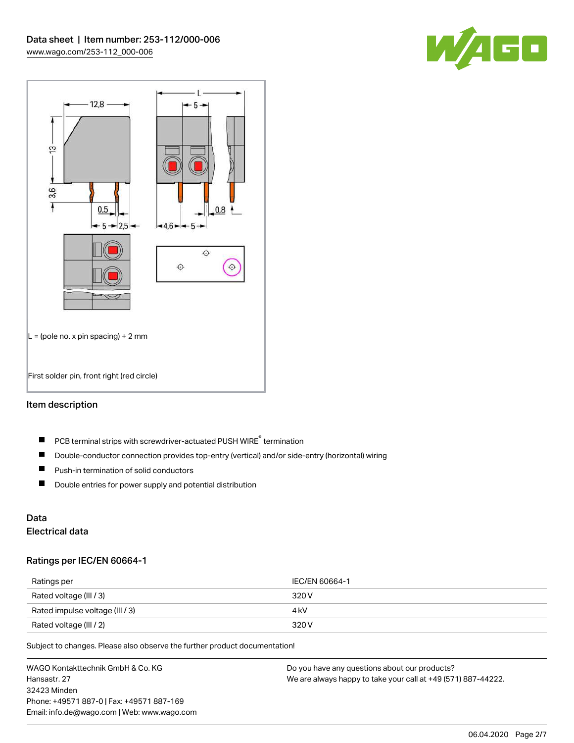L = (pole no. x pin spacing) + 2 mm

First solder pin, front right (red circle)

## Item description

- PCB terminal strips with screwdriver-actuated PUSH WIRE® termination
- Double-conductor connection provides top-entry (vertical) and/or side-entry (horizontal) wiring
- Push-in termination of solid conductors
- Double entries for power supply and potential distribution

## Data

### Electrical data

### Ratings per IEC/EN 60664-1

| Ratings per | IEC/EN 60664-1 |
|---|---|
| Rated voltage (III / 3) | 320 V |
| Rated impulse voltage (III / 3) | 4 kV |
| Rated voltage (III / 2) | 320 V |

Subject to changes. Please also observe the further product documentation!

WAGO Kontakttechnik GmbH & Co. KG
Hansastr. 27
32423 Minden
Phone: +49571 887-0 | Fax: +49571 887-169
Email: info.de@wago.com | Web: www.wago.com

Do you have any questions about our products?
We are always happy to take your call at +49 (571) 887-44222.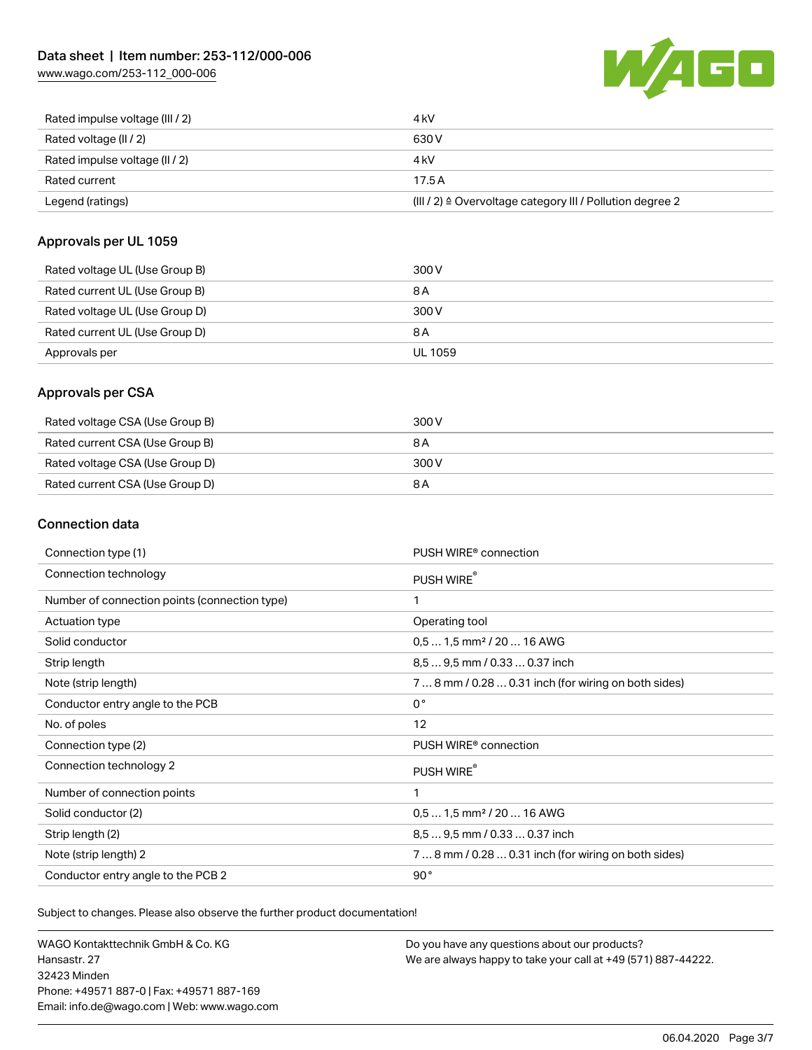| | |
|---|---|
| Rated impulse voltage (III / 2) | 4 kV |
| Rated voltage (II / 2) | 630 V |
| Rated impulse voltage (II / 2) | 4 kV |
| Rated current | 17.5 A |
| Legend (ratings) | (III / 2) ≙ Overvoltage category III / Pollution degree 2 |

## Approvals per UL 1059

| | |
|---|---|
| Rated voltage UL (Use Group B) | 300 V |
| Rated current UL (Use Group B) | 8 A |
| Rated voltage UL (Use Group D) | 300 V |
| Rated current UL (Use Group D) | 8 A |
| Approvals per | UL 1059 |

## Approvals per CSA

| | |
|---|---|
| Rated voltage CSA (Use Group B) | 300 V |
| Rated current CSA (Use Group B) | 8 A |
| Rated voltage CSA (Use Group D) | 300 V |
| Rated current CSA (Use Group D) | 8 A |

## Connection data

| | |
|---|---|
| Connection type (1) | PUSH WIRE® connection |
| Connection technology | PUSH WIRE® |
| Number of connection points (connection type) | 1 |
| Actuation type | Operating tool |
| Solid conductor | 0,5 … 1,5 mm² / 20 … 16 AWG |
| Strip length | 8,5 … 9,5 mm / 0.33 … 0.37 inch |
| Note (strip length) | 7 … 8 mm / 0.28 … 0.31 inch (for wiring on both sides) |
| Conductor entry angle to the PCB | 0 ° |
| No. of poles | 12 |
| Connection type (2) | PUSH WIRE® connection |
| Connection technology 2 | PUSH WIRE® |
| Number of connection points | 1 |
| Solid conductor (2) | 0,5 … 1,5 mm² / 20 … 16 AWG |
| Strip length (2) | 8,5 … 9,5 mm / 0.33 … 0.37 inch |
| Note (strip length) 2 | 7 … 8 mm / 0.28 … 0.31 inch (for wiring on both sides) |
| Conductor entry angle to the PCB 2 | 90 ° |

Subject to changes. Please also observe the further product documentation!

WAGO Kontakttechnik GmbH & Co. KG
Hansastr. 27
32423 Minden
Phone: +49571 887-0 | Fax: +49571 887-169
Email: info.de@wago.com | Web: www.wago.com

Do you have any questions about our products?
We are always happy to take your call at +49 (571) 887-44222.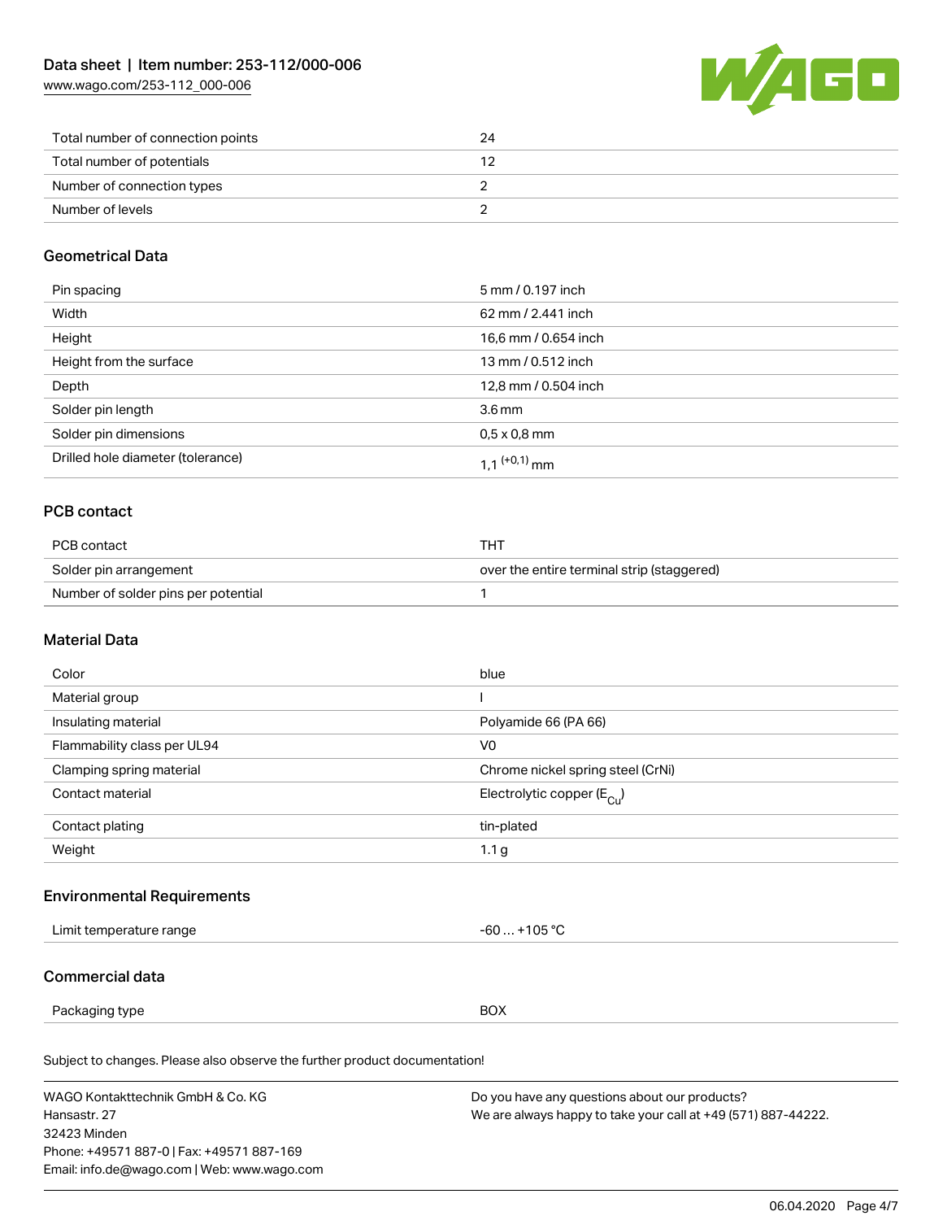| | |
|---|---|
| Total number of connection points | 24 |
| Total number of potentials | 12 |
| Number of connection types | 2 |
| Number of levels | 2 |

## Geometrical Data

| | |
|---|---|
| Pin spacing | 5 mm / 0.197 inch |
| Width | 62 mm / 2.441 inch |
| Height | 16,6 mm / 0.654 inch |
| Height from the surface | 13 mm / 0.512 inch |
| Depth | 12,8 mm / 0.504 inch |
| Solder pin length | 3.6 mm |
| Solder pin dimensions | 0,5 x 0,8 mm |
| Drilled hole diameter (tolerance) | 1,1 $^{(+0,1)}$ mm |

## PCB contact

| | |
|---|---|
| PCB contact | THT |
| Solder pin arrangement | over the entire terminal strip (staggered) |
| Number of solder pins per potential | 1 |

## Material Data

| | |
|---|---|
| Color | blue |
| Material group | I |
| Insulating material | Polyamide 66 (PA 66) |
| Flammability class per UL94 | V0 |
| Clamping spring material | Chrome nickel spring steel (CrNi) |
| Contact material | Electrolytic copper ($E_{Cu}$) |
| Contact plating | tin-plated |
| Weight | 1.1 g |

## Environmental Requirements

| | |
|---|---|
| Limit temperature range | -60 … +105 °C |

## Commercial data

| | |
|---|---|
| Packaging type | BOX |

Subject to changes. Please also observe the further product documentation!

WAGO Kontakttechnik GmbH & Co. KG
Hansastr. 27
32423 Minden
Phone: +49571 887-0 | Fax: +49571 887-169
Email: info.de@wago.com | Web: www.wago.com

Do you have any questions about our products?
We are always happy to take your call at +49 (571) 887-44222.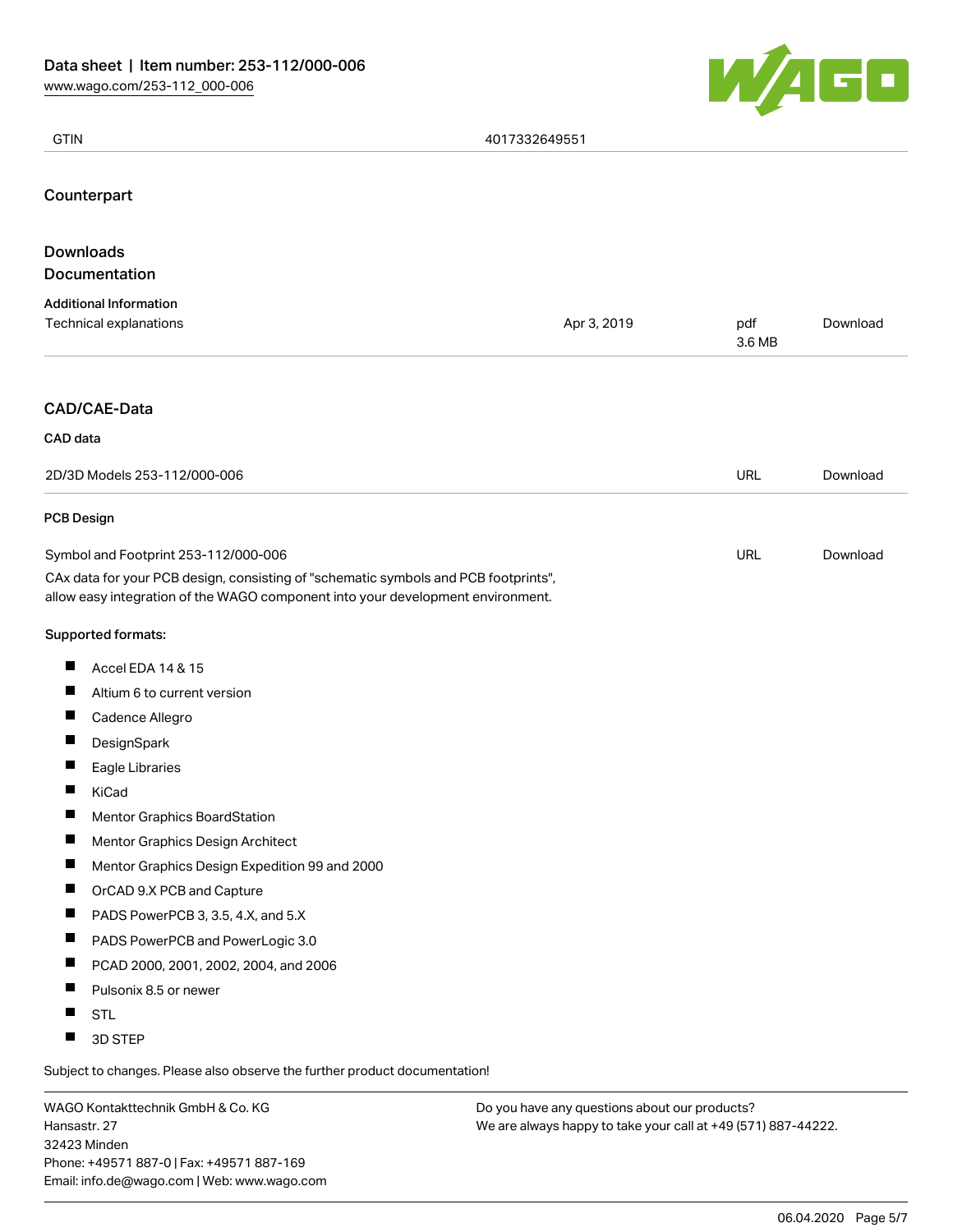| GTIN | 4017332649551 |
| --- | --- |

## Counterpart

## Downloads
## Documentation

### Additional Information

| Technical explanations | Apr 3, 2019 | pdf 3.6 MB | Download |
| --- | --- | --- | --- |

## CAD/CAE-Data

### CAD data

| 2D/3D Models 253-112/000-006 | URL | Download |
| --- | --- | --- |

### PCB Design

| Symbol and Footprint 253-112/000-006 | URL | Download |
| --- | --- | --- |

CAx data for your PCB design, consisting of "schematic symbols and PCB footprints", allow easy integration of the WAGO component into your development environment.

Supported formats:

- Accel EDA 14 & 15
- Altium 6 to current version
- Cadence Allegro
- DesignSpark
- Eagle Libraries
- KiCad
- Mentor Graphics BoardStation
- Mentor Graphics Design Architect
- Mentor Graphics Design Expedition 99 and 2000
- OrCAD 9.X PCB and Capture
- PADS PowerPCB 3, 3.5, 4.X, and 5.X
- PADS PowerPCB and PowerLogic 3.0
- PCAD 2000, 2001, 2002, 2004, and 2006
- Pulsonix 8.5 or newer
- STL
- 3D STEP

Subject to changes. Please also observe the further product documentation!

WAGO Kontakttechnik GmbH & Co. KG
Hansastr. 27
32423 Minden
Phone: +49571 887-0 | Fax: +49571 887-169
Email: info.de@wago.com | Web: www.wago.com

Do you have any questions about our products?
We are always happy to take your call at +49 (571) 887-44222.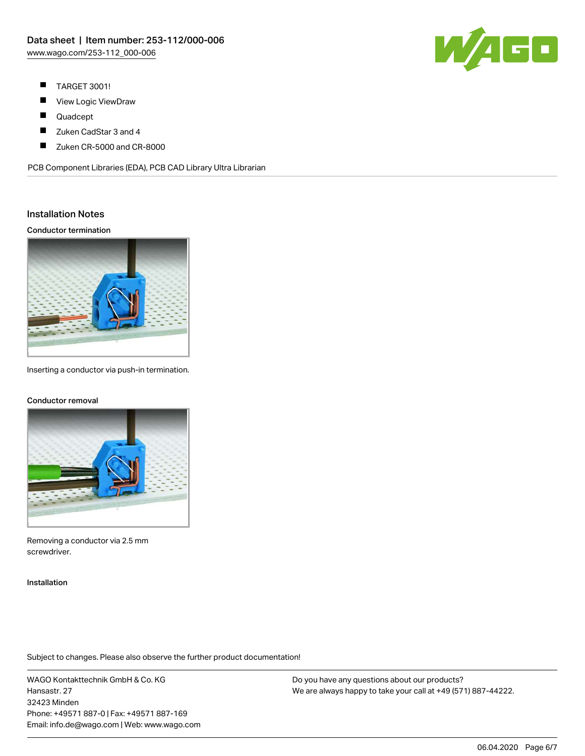- TARGET 3001!
- View Logic ViewDraw
- Quadcept
- Zuken CadStar 3 and 4
- Zuken CR-5000 and CR-8000

PCB Component Libraries (EDA), PCB CAD Library Ultra Librarian

## Installation Notes

### Conductor termination

Inserting a conductor via push-in termination.

### Conductor removal

Removing a conductor via 2.5 mm screwdriver.

### Installation

Subject to changes. Please also observe the further product documentation!

WAGO Kontakttechnik GmbH & Co. KG
Hansastr. 27
32423 Minden
Phone: +49571 887-0 | Fax: +49571 887-169
Email: info.de@wago.com | Web: www.wago.com

Do you have any questions about our products?
We are always happy to take your call at +49 (571) 887-44222.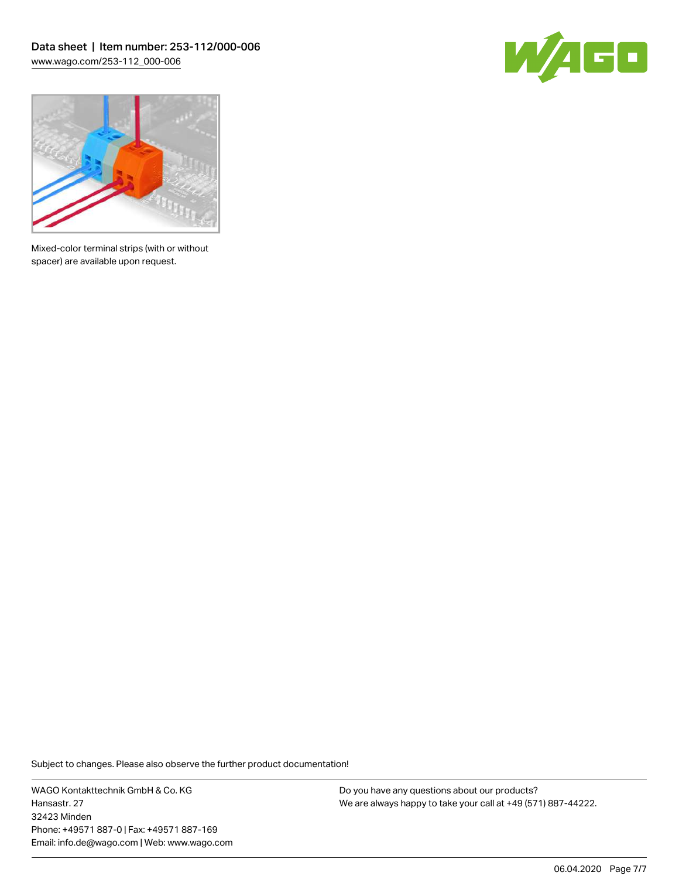Mixed-color terminal strips (with or without spacer) are available upon request.

Subject to changes. Please also observe the further product documentation!

WAGO Kontakttechnik GmbH & Co. KG
Hansastr. 27
32423 Minden
Phone: +49571 887-0 | Fax: +49571 887-169
Email: info.de@wago.com | Web: www.wago.com

Do you have any questions about our products?
We are always happy to take your call at +49 (571) 887-44222.